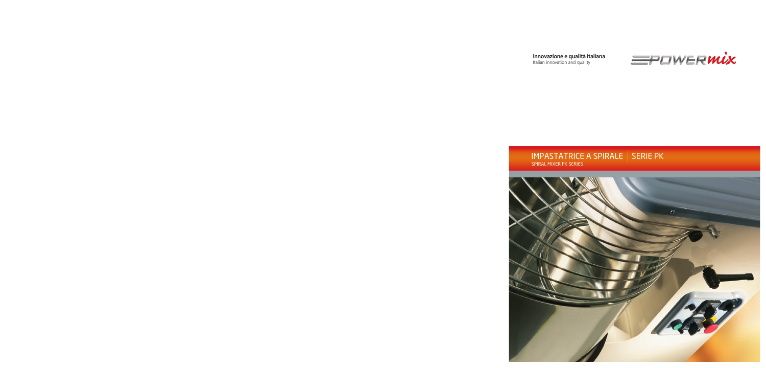**Innovazione e qualità italiana**
Italian innovation and quality

POWERmix

# IMPASTATRICE A SPIRALE | SERIE PK

SPIRAL MIXER PK SERIES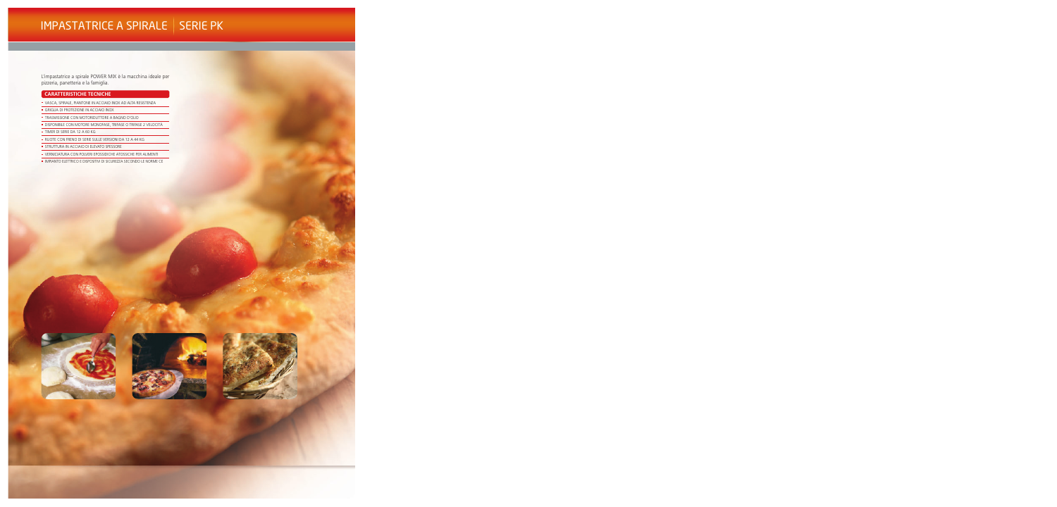# IMPASTATRICE A SPIRALE | SERIE PK

L'impastatrice a spirale POWER MIX è la macchina ideale per pizzeria, panetteria e la famiglia.

## CARATTERISTICHE TECNICHE

- VASCA, SPIRALE, PIANTONE IN ACCIAIO INOX AD ALTA RESISTENZA
- GRIGLIA DI PROTEZIONE IN ACCIAIO INOX
- TRASMISSIONE CON MOTORIDUTTORE A BAGNO D'OLIO
- DISPONIBILE CON MOTORE MONOFASE, TRIFASE O TRIFASE 2 VELOCITÀ
- TIMER DI SERIE DA 12 A 60 KG
- RUOTE CON FRENO DI SERIE SULLE VERSIONI DA 12 A 44 KG
- STRUTTURA IN ACCIAIO DI ELEVATO SPESSORE
- VERNICIATURA CON POLVERI EPOSSIDICHE ATOSSICHE PER ALIMENTI
- IMPIANTO ELETTRICO E DISPOSITIVI DI SICUREZZA SECONDO LE NORME CE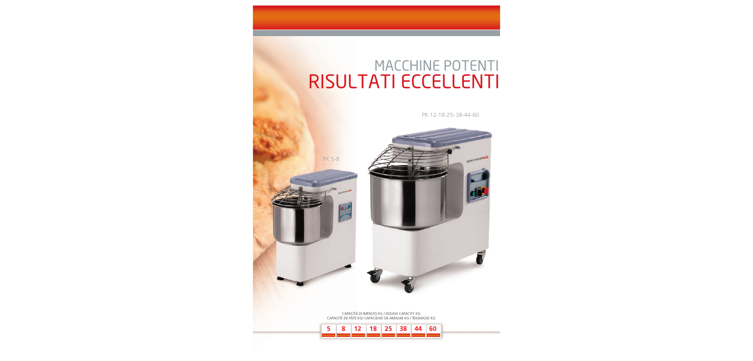# MACCHINE POTENTI
# RISULTATI ECCELLENTI

PK 12-18-25-38-44-60

PK 5-8

CAPACITÀ DI IMPASTO KG / DOUGH CAPACITY KG
CAPACITÉ DE PÂTE KG/ CAPACIDAD DE AMASAR KG / TEIGMASSE KG

| 5 | 8 | 12 | 18 | 25 | 38 | 44 | 60 |
|---|---|---|---|---|---|---|---|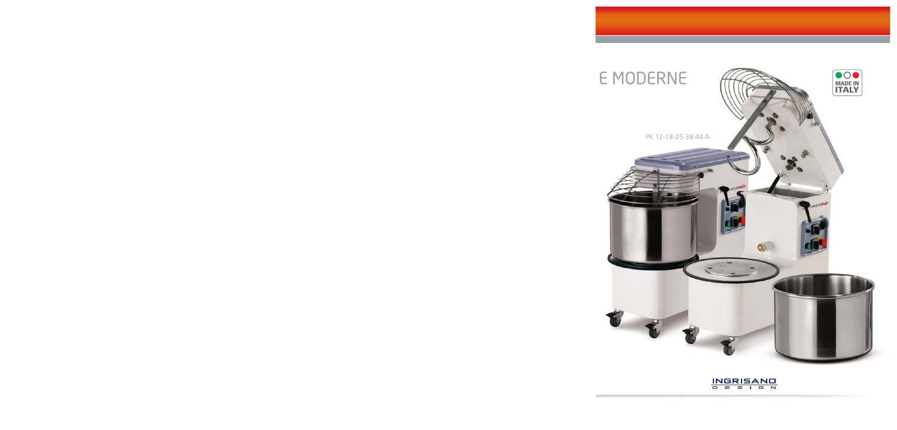E MODERNE

PK 12-18-25-38-44 A

MADE IN ITALY

INGRISANO DESIGN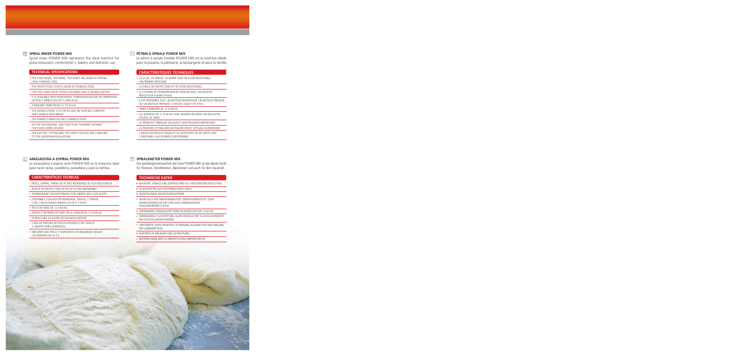## GB SPIRAL MIXER POWER MIX

Spiral mixer POWER MIX represents the ideal machine for pizza-restaurant, confectioner's, bakery and domestic use.

### TECHNICAL SPECIFICATIONS

- THE STEEL-BOWL, THE SPIRAL, THE SHAFT ARE MADE IN STRONG HIGH STAINLESS STEEL
- THE PROTECTION COVER IS MADE IN STAINLESS STEEL
- FOR THE CHAIN DRIVE SYSTEM HAS BEEN USED A GEARED MOTOR
- IT IS AVAILABLE WITH MONOPHASE, THREEPHASE MOTOR OR THREEPHASE MOTOR 2 SPEEDS (EXCEPT 5 AND 8 KG)
- STANDARD TIMER FROM 12 TO 60 KG
- THE MODELS FROM 12 TO 44 KG WILL BE SUPPLIED COMPLETE WITH WHEELS WITH BRAKE
- THE FRAME IS MADE IN THICK STAINLESS STEEL
- AS FOR THE PAINTING: ONLY NOT-TOXIC POWDERS SUITABLE FOR FOODS WERE UTILIZED
- THE ELECTRIC SYSTEM AND THE SAFETY DEVICES ARE CONFORM TO THE EUROPEAN REGULATIONS

## F PÉTRIN À SPIRALE POWER MIX

Le pétrin à spirale modèle POWER MIX est la machine idéale pour la pizzeria, la pâtisserie, la boulangerie et pour la famille.

### CARACTÉRISTIQUES TECHNIQUES

- LA CUVE, LA SPIRALE, LA BARRE SONT EN ACIER INOXYDABLE HAUTEMENT RÉSISTANT
- LA GRILLE DE PROTECTION EST EN ACIER INOXYDABLE
- LE SYSTÈME DE TRANSMISSION EST RÉALISÉ AVEC UN MOTEUR RÉDUCTEUR À BAIN D'HUILE
- IL EST DISPONIBLE AVEC UN MOTEUR MONOPHASÉ, UN MOTEUR TRIPHASÉ OU UN MOTEUR TRIPHASÉ 2 VITESSES (SAUF 5 ET 8 KG)
- TIMER STANDARD DE 12 À 60 KG
- LES MODÈLES DE 12 À 44 KG SONT MONTÉS EN SÉRIE SUR ROULETTES DOUÉES DE FREIN
- LE PÉTRIN EST FABRIQUÉ EN ACIER D'UNE ÉPAISSEUR IMPORTANTE
- LA PEINTURE EST RÉALISÉE EN POUDRE ÉPOXY SPÉCIALE ALIMENTAIRE
- L'INSTALLATION ÉLECTRIQUE ET LES DISPOSITIFS DE SÉCURITÉ SONT CONFORMES AUX NORMES EUROPÉENNES

## E AMASADORA A ESPIRAL POWER MIX

La amasadora a espiral serie POWER MIX es la maquina ideal para hacer pizza, pasteleria, panaderia y para la familia.

### CARACTERISTICAS TECNICAS

- PEROL, ESPIRAL, PERNO DE ACERO INOXIDABLE DE ALTA RESISTENCIA
- REJILLA DE PROTECCION HECHA DE ACERO INOXIDABLE
- TRANSMISION CON MOTOREDUCTOR LUBRIFICADO CON ACEITE
- DISPONIBLE CON MOTOR MONOFASE, TRIFASE, Y TRIFASE CON 2 VELOCIDADES (MENOS LA DE 5 Y 8 KG)
- RELOJ DE SERIE DE 12 A 60 KG
- RUEDA CON FRENO DE SERIE EN LA VERSION DE 12 A 44 KG
- ESTRUCTURA DE ACERO DE ELEVADO ESPESOR
- CAPA DE PINTURA DE POLVOS EPOSIDICO NO TOXICO Y ADAPTO PARA ALIMENTOS
- IMPLANTE ELECTRICO Y DISPOSITIVO DE SEGURIDAD SEGUN LAS NORMAS DE LA CE

## D SPIRALKNETER POWER MIX

Die Spiralteigknetmaschine der Serie POWER MIX ist das ideale Gerät für Pizzerias, Konditoreien, Bäckereien und auch für den Haushalt.

### TECHNISCHE DATEN

- BEHÄLTER, SPIRALE UND ZENTRALSTAB AUS VERSTÄRKTEM INOX-STAHL
- SCHUTZGITTER AUS ROSTFREIEM INOX-STAHL
- SELBSTÖLENDES REDUKTIONSGETRIEBE
- ERHÄLTLICH MIT EINPHASENMOTOR, DREIPHASENMOTOR ODER DREIPHASENMOTOR MIT ZWEI GESCHWINDIGKEITEN (AUSGENOMMEN 5-8 KG)
- SERIENMÄßIG EINGEBAUTER TIMER IN MODELLEN FÜR 12-60 KG
- SERIENMÄßIGE AUSSTATTUNG ALLER MODELLE MIT 12-44 KG KAPAZITÄT MIT FESTSTELLBAREN RÄDERN
- VERSTÄRKTE STAHLSTRUKTUR LACKIERUNG ZULÄSSIG FÜR DEN UMGANG MIT LEBENSMITTELN
- ELEKTRISCHE ANLAGEN UND AUSRÜSTUNG
- ENTSPRECHEND DEN SICHERHEITSVORSCHRIFTEN DER EG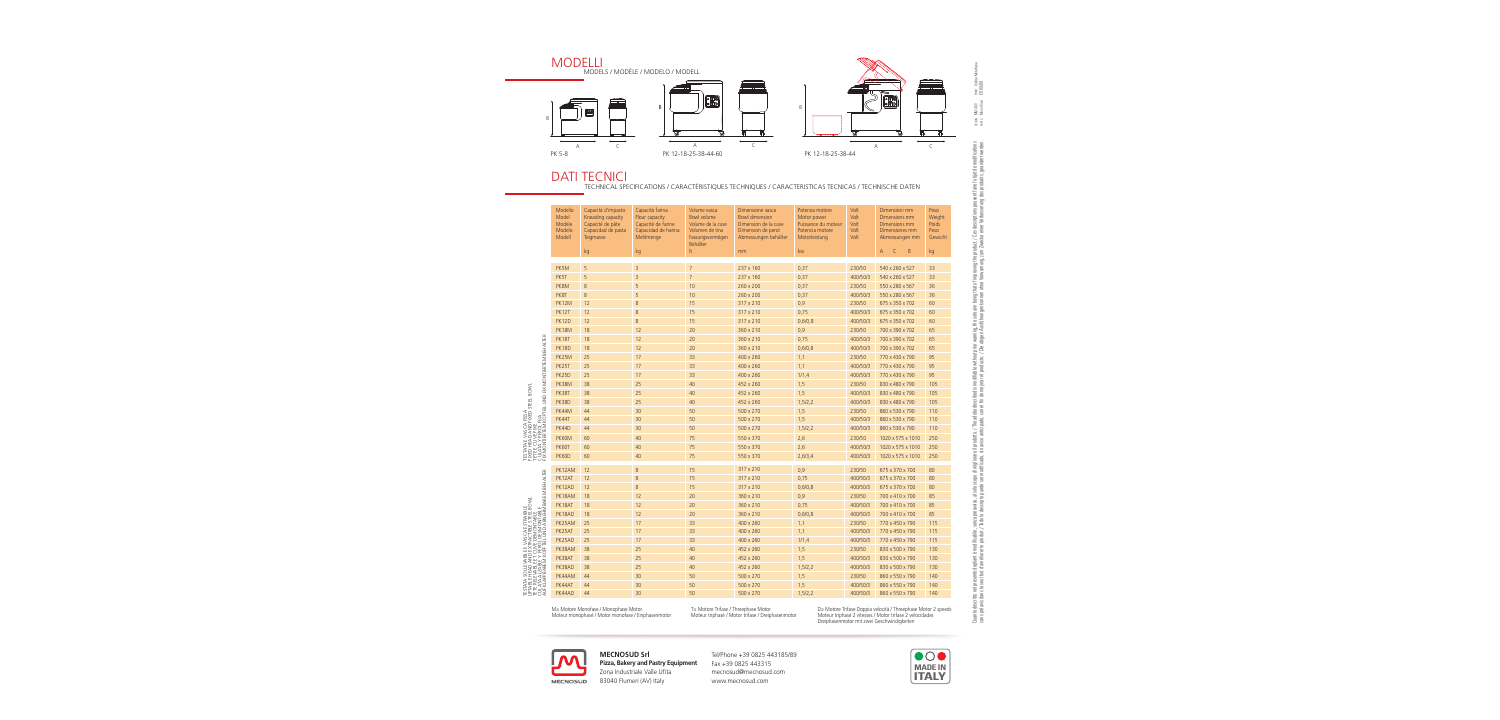# MODELLI

MODELS / MODÈLE / MODELO / MODELL

PK 5-8

PK 12-18-25-38-44-60

PK 12-18-25-38-44

# DATI TECNICI

TECHNICAL SPECIFICATIONS / CARACTÉRISTIQUES TECHNIQUES / CARACTERISTICAS TECNICAS / TECHNISCHE DATEN

| Modello Model Modèle Modelo Modell | Capacità d'impasto Kneading capacity Capacité de pate Capacidad de pasta Teigmasse kg | Capacità farina Flour capacity Capacité de farine Capacidad de harina Mehlmenge kg | Volume vasca Bowl volume Volume de la cuve Volumen de tina Fassungsvermögen Behälter lt | Dimensione vasca Bowl dimension Dimension de la cuve Dimension de peról Abmessungen Behälter mm | Potenza motore Motor power Puissance du moteur Potencia motore Motorleistung kw | Volt Volt Volt Volt Volt | Dimensioni mm Dimensions mm Dimensions mm Dimensiones mm Abmessungen mm A C B | Peso Weight Poids Peso Gewicht kg |
|---|---|---|---|---|---|---|---|---|
| PK5M | 5 | 3 | 7 | 237 x 160 | 0,37 | 230/50 | 540 x 260 x 527 | 33 |
| PK5T | 5 | 3 | 7 | 237 x 160 | 0,37 | 400/50/3 | 540 x 260 x 527 | 33 |
| PK8M | 8 | 5 | 10 | 260 x 200 | 0,37 | 230/50 | 550 x 280 x 567 | 36 |
| PK8T | 8 | 5 | 10 | 260 x 200 | 0,37 | 400/50/3 | 550 x 280 x 567 | 36 |
| PK12M | 12 | 8 | 15 | 317 x 210 | 0,9 | 230/50 | 675 x 350 x 702 | 60 |
| PK12T | 12 | 8 | 15 | 317 x 210 | 0,75 | 400/50/3 | 675 x 350 x 702 | 60 |
| PK12D | 12 | 8 | 15 | 317 x 210 | 0,6/0,8 | 400/50/3 | 675 x 350 x 702 | 60 |
| PK18M | 18 | 12 | 20 | 360 x 210 | 0,9 | 230/50 | 700 x 390 x 702 | 65 |
| PK18T | 18 | 12 | 20 | 360 x 210 | 0,75 | 400/50/3 | 700 x 390 x 702 | 65 |
| PK18D | 18 | 12 | 20 | 360 x 210 | 0,6/0,8 | 400/50/3 | 700 x 390 x 702 | 65 |
| PK25M | 25 | 17 | 33 | 400 x 260 | 1,1 | 230/50 | 770 x 430 x 790 | 95 |
| PK25T | 25 | 17 | 33 | 400 x 260 | 1,1 | 400/50/3 | 770 x 430 x 790 | 95 |
| PK25D | 25 | 17 | 33 | 400 x 260 | 1/1,4 | 400/50/3 | 770 x 430 x 790 | 95 |
| PK38M | 38 | 25 | 40 | 452 x 260 | 1,5 | 230/50 | 830 x 480 x 790 | 105 |
| PK38T | 38 | 25 | 40 | 452 x 260 | 1,5 | 400/50/3 | 830 x 480 x 790 | 105 |
| PK38D | 38 | 25 | 40 | 452 x 260 | 1,5/2,2 | 400/50/3 | 830 x 480 x 790 | 105 |
| PK44M | 44 | 30 | 50 | 500 x 270 | 1,5 | 230/50 | 860 x 530 x 790 | 110 |
| PK44T | 44 | 30 | 50 | 500 x 270 | 1,5 | 400/50/3 | 860 x 530 x 790 | 110 |
| PK44D | 44 | 30 | 50 | 500 x 270 | 1,5/2,2 | 400/50/3 | 860 x 530 x 790 | 110 |
| PK60M | 60 | 40 | 75 | 550 x 370 | 2,6 | 230/50 | 1020 x 575 x 1010 | 250 |
| PK60T | 60 | 40 | 75 | 550 x 370 | 2,6 | 400/50/3 | 1020 x 575 x 1010 | 250 |
| PK60D | 60 | 40 | 75 | 550 x 370 | 2,6/3,4 | 400/50/3 | 1020 x 575 x 1010 | 250 |
| PK12AM | 12 | 8 | 15 | 317 x 210 | 0,9 | 230/50 | 675 x 370 x 700 | 80 |
| PK12AT | 12 | 8 | 15 | 317 x 210 | 0,75 | 400/50/3 | 675 x 370 x 700 | 80 |
| PK12AD | 12 | 8 | 15 | 317 x 210 | 0,6/0,8 | 400/50/3 | 675 x 370 x 700 | 80 |
| PK18AM | 18 | 12 | 20 | 360 x 210 | 0,9 | 230/50 | 700 x 410 x 700 | 85 |
| PK18AT | 18 | 12 | 20 | 360 x 210 | 0,75 | 400/50/3 | 700 x 410 x 700 | 85 |
| PK18AD | 18 | 12 | 20 | 360 x 210 | 0,6/0,8 | 400/50/3 | 700 x 410 x 700 | 85 |
| PK25AM | 25 | 17 | 33 | 400 x 260 | 1,1 | 230/50 | 770 x 450 x 790 | 115 |
| PK25AT | 25 | 17 | 33 | 400 x 260 | 1,1 | 400/50/3 | 770 x 450 x 790 | 115 |
| PK25AD | 25 | 17 | 33 | 400 x 260 | 1/1,4 | 400/50/3 | 770 x 450 x 790 | 115 |
| PK38AM | 38 | 25 | 40 | 452 x 260 | 1,5 | 230/50 | 830 x 500 x 790 | 130 |
| PK38AT | 38 | 25 | 40 | 452 x 260 | 1,5 | 400/50/3 | 830 x 500 x 790 | 130 |
| PK38AD | 38 | 25 | 40 | 452 x 260 | 1,5/2,2 | 400/50/3 | 830 x 500 x 790 | 130 |
| PK44AM | 44 | 30 | 50 | 500 x 270 | 1,5 | 230/50 | 860 x 550 x 790 | 140 |
| PK44AT | 44 | 30 | 50 | 500 x 270 | 1,5 | 400/50/3 | 860 x 550 x 790 | 140 |
| PK44AD | 44 | 30 | 50 | 500 x 270 | 1,5/2,2 | 400/50/3 | 860 x 550 x 790 | 140 |

M= Motore Monofase / Monophase Motor
Moteur monophasé / Motor monofase / Einphasenmotor

T= Motore Trifase / Threephase Motor
Moteur triphasé / Motor trifase / Dreiphasenmotor

D= Motore Trifase Doppia velocità / Threephase Motor 2 speeds
Moteur triphasé 2 vitesses / Motor trifase 2 velocidades
Dreiphasenmotor mit zwei Geschwindigkeiten

**MECNOSUD Srl**
**Pizza, Bakery and Pastry Equipment**
Zona Industriale Valle Ufita
83040 Flumeri (AV) Italy

TelPhone +39 0825 443185/89
Fax +39 0825 443315
mecnosud@mecnosud.com
www.mecnosud.com

MADE IN ITALY